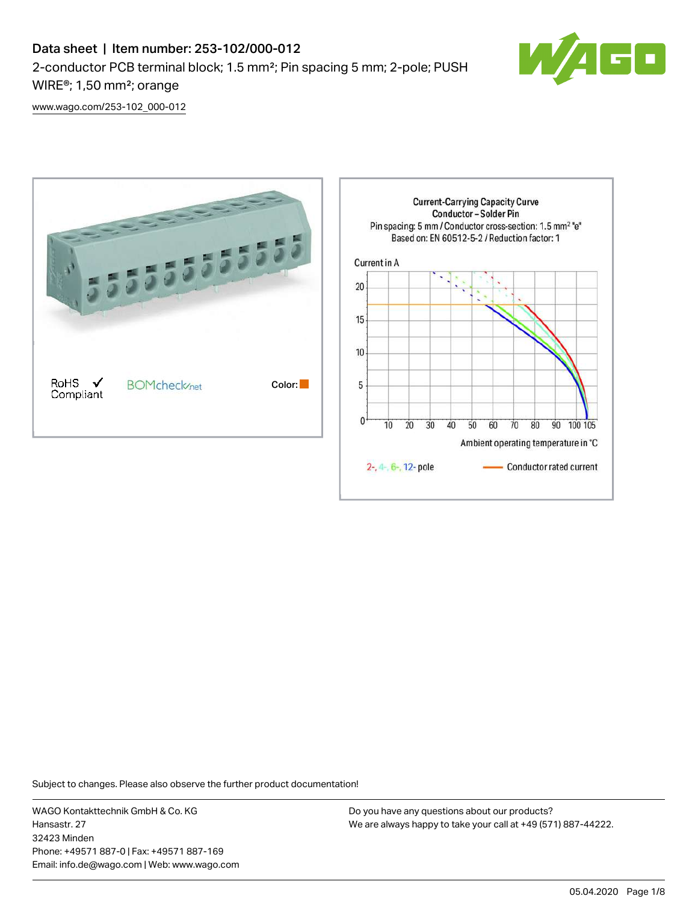# Data sheet | Item number: 253-102/000-012

2-conductor PCB terminal block; 1.5 mm²; Pin spacing 5 mm; 2-pole; PUSH WIRE®; 1,50 mm²; orange

www.wago.com/253-102_000-012

RoHS ✓ Compliant

BOMcheck.net

Color:

Current-Carrying Capacity Curve
Conductor – Solder Pin
Pin spacing: 5 mm / Conductor cross-section: 1.5 mm² "e"
Based on: EN 60512-5-2 / Reduction factor: 1

Current in A

Ambient operating temperature in °C

2-, 4-, 6-, 12- pole

Conductor rated current

Subject to changes. Please also observe the further product documentation!

WAGO Kontakttechnik GmbH & Co. KG
Hansastr. 27
32423 Minden
Phone: +49571 887-0 | Fax: +49571 887-169
Email: info.de@wago.com | Web: www.wago.com

Do you have any questions about our products?
We are always happy to take your call at +49 (571) 887-44222.

05.04.2020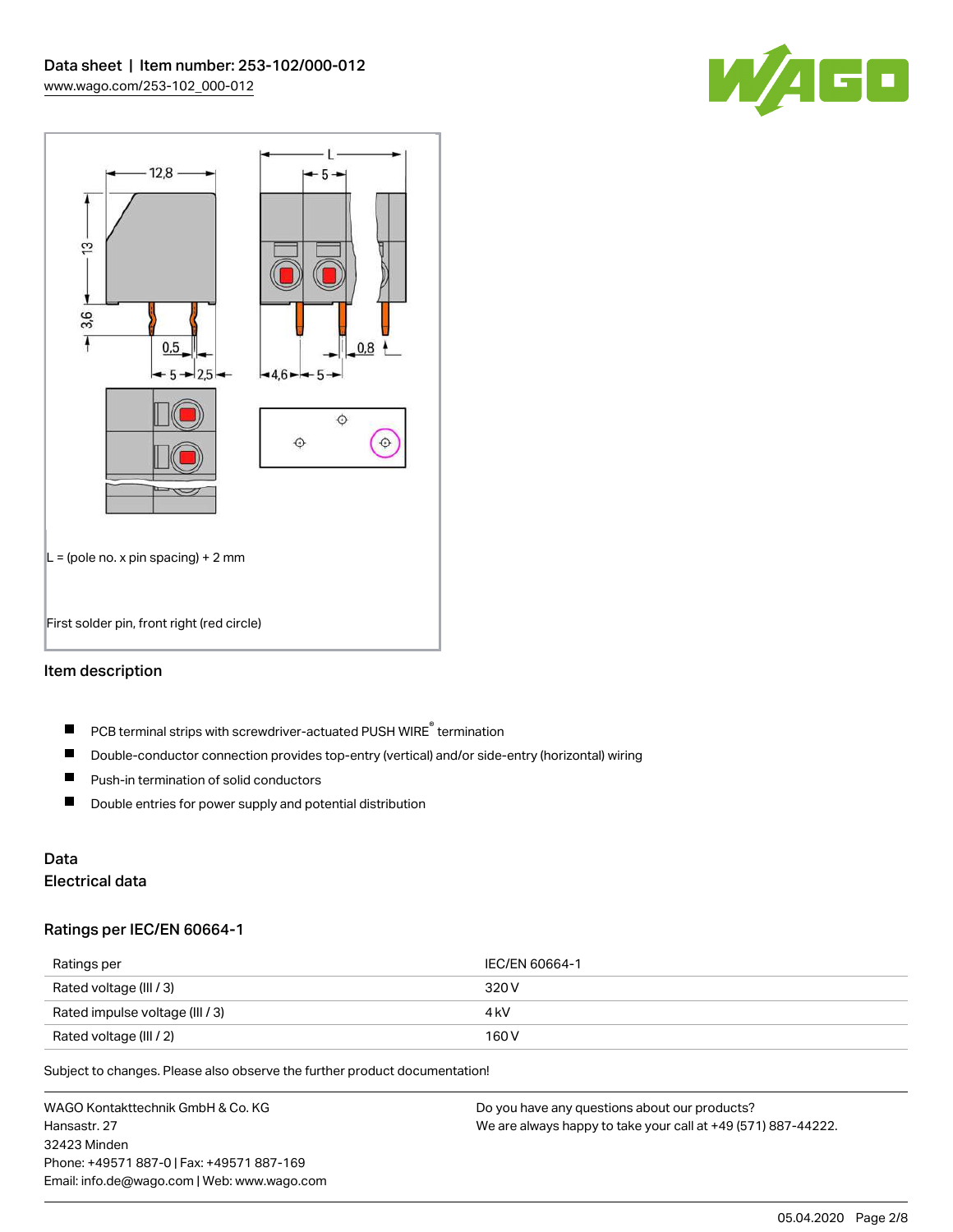L = (pole no. x pin spacing) + 2 mm

First solder pin, front right (red circle)

## Item description

- PCB terminal strips with screwdriver-actuated PUSH WIRE® termination
- Double-conductor connection provides top-entry (vertical) and/or side-entry (horizontal) wiring
- Push-in termination of solid conductors
- Double entries for power supply and potential distribution

## Data

### Electrical data

### Ratings per IEC/EN 60664-1

| Ratings per | IEC/EN 60664-1 |
|---|---|
| Rated voltage (III / 3) | 320 V |
| Rated impulse voltage (III / 3) | 4 kV |
| Rated voltage (III / 2) | 160 V |

Subject to changes. Please also observe the further product documentation!

WAGO Kontakttechnik GmbH & Co. KG
Hansastr. 27
32423 Minden
Phone: +49571 887-0 | Fax: +49571 887-169
Email: info.de@wago.com | Web: www.wago.com

Do you have any questions about our products?
We are always happy to take your call at +49 (571) 887-44222.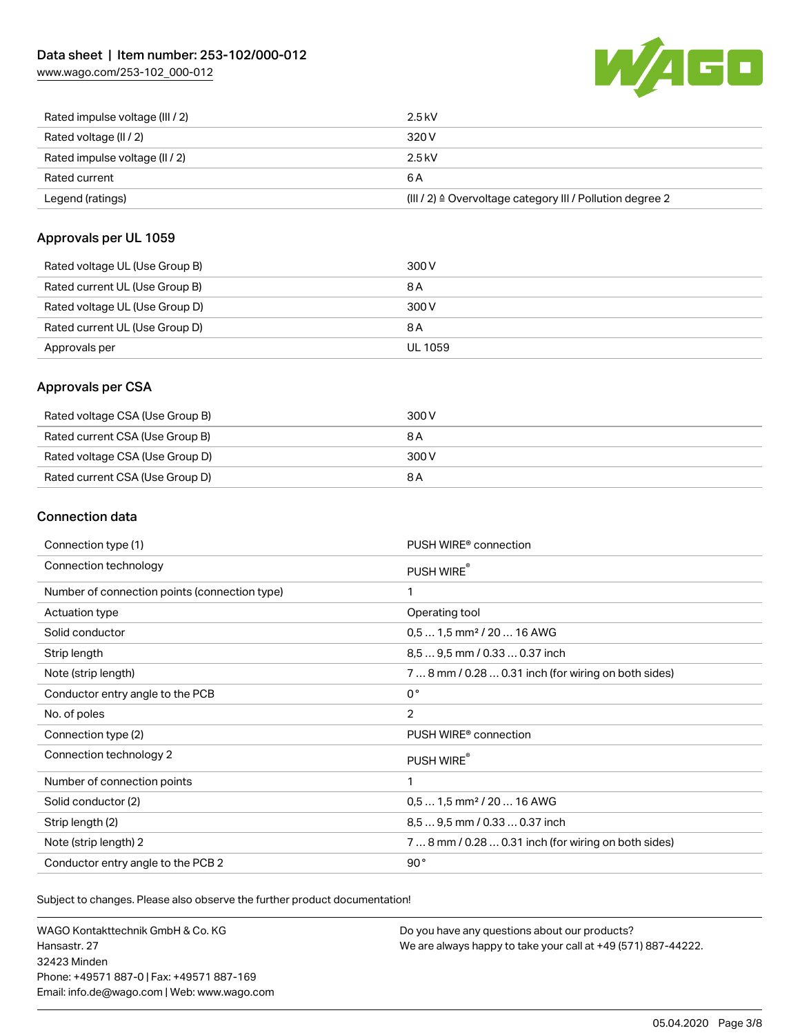| | |
|---|---|
| Rated impulse voltage (III / 2) | 2.5 kV |
| Rated voltage (II / 2) | 320 V |
| Rated impulse voltage (II / 2) | 2.5 kV |
| Rated current | 6 A |
| Legend (ratings) | (III / 2) ≙ Overvoltage category III / Pollution degree 2 |

## Approvals per UL 1059

| | |
|---|---|
| Rated voltage UL (Use Group B) | 300 V |
| Rated current UL (Use Group B) | 8 A |
| Rated voltage UL (Use Group D) | 300 V |
| Rated current UL (Use Group D) | 8 A |
| Approvals per | UL 1059 |

## Approvals per CSA

| | |
|---|---|
| Rated voltage CSA (Use Group B) | 300 V |
| Rated current CSA (Use Group B) | 8 A |
| Rated voltage CSA (Use Group D) | 300 V |
| Rated current CSA (Use Group D) | 8 A |

## Connection data

| | |
|---|---|
| Connection type (1) | PUSH WIRE® connection |
| Connection technology | PUSH WIRE® |
| Number of connection points (connection type) | 1 |
| Actuation type | Operating tool |
| Solid conductor | 0,5 … 1,5 mm² / 20 … 16 AWG |
| Strip length | 8,5 … 9,5 mm / 0.33 … 0.37 inch |
| Note (strip length) | 7 … 8 mm / 0.28 … 0.31 inch (for wiring on both sides) |
| Conductor entry angle to the PCB | 0 ° |
| No. of poles | 2 |
| Connection type (2) | PUSH WIRE® connection |
| Connection technology 2 | PUSH WIRE® |
| Number of connection points | 1 |
| Solid conductor (2) | 0,5 … 1,5 mm² / 20 … 16 AWG |
| Strip length (2) | 8,5 … 9,5 mm / 0.33 … 0.37 inch |
| Note (strip length) 2 | 7 … 8 mm / 0.28 … 0.31 inch (for wiring on both sides) |
| Conductor entry angle to the PCB 2 | 90 ° |

Subject to changes. Please also observe the further product documentation!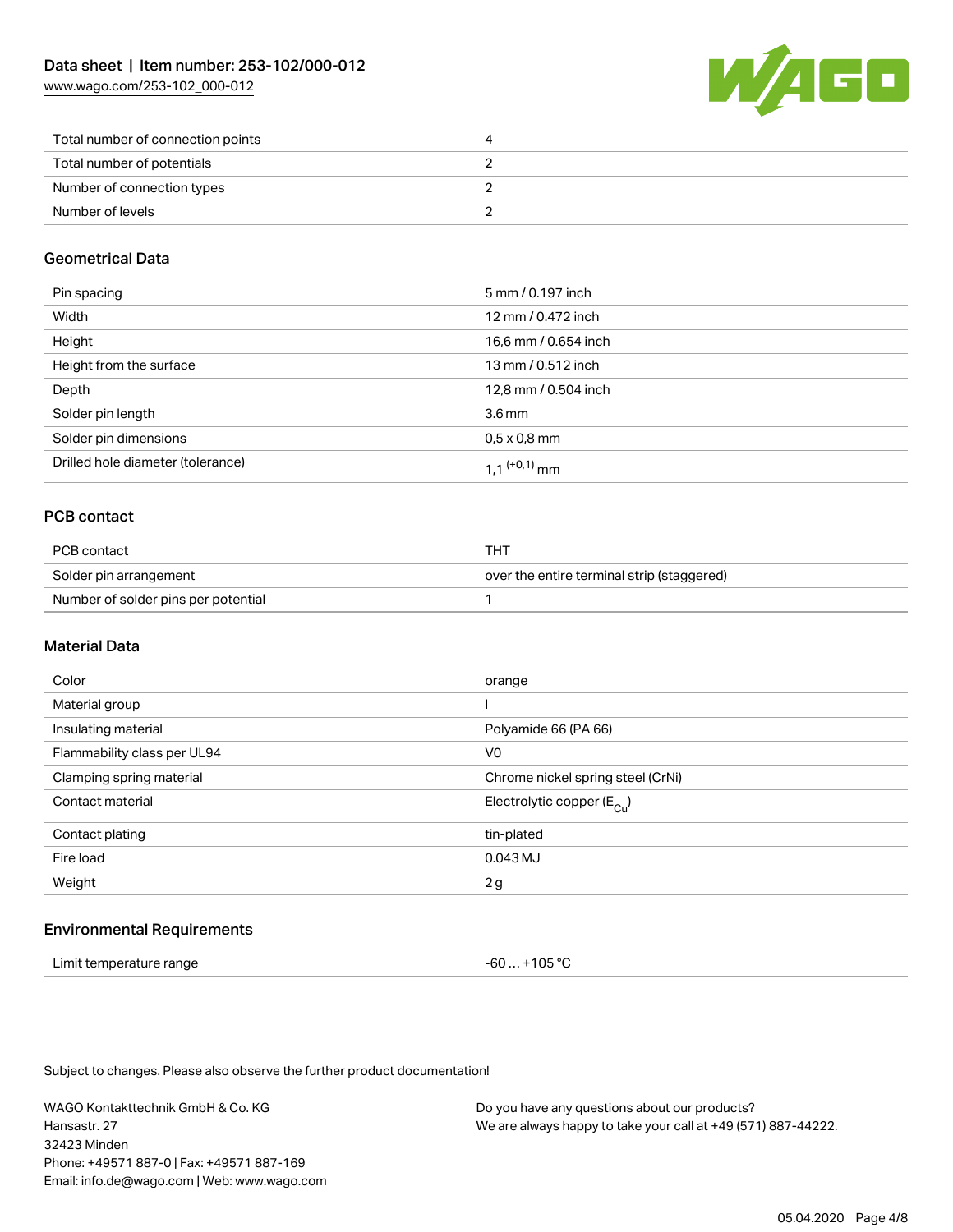| | |
|---|---|
| Total number of connection points | 4 |
| Total number of potentials | 2 |
| Number of connection types | 2 |
| Number of levels | 2 |

## Geometrical Data

| | |
|---|---|
| Pin spacing | 5 mm / 0.197 inch |
| Width | 12 mm / 0.472 inch |
| Height | 16,6 mm / 0.654 inch |
| Height from the surface | 13 mm / 0.512 inch |
| Depth | 12,8 mm / 0.504 inch |
| Solder pin length | 3.6 mm |
| Solder pin dimensions | 0,5 x 0,8 mm |
| Drilled hole diameter (tolerance) | 1,1 $^{(+0,1)}$ mm |

## PCB contact

| | |
|---|---|
| PCB contact | THT |
| Solder pin arrangement | over the entire terminal strip (staggered) |
| Number of solder pins per potential | 1 |

## Material Data

| | |
|---|---|
| Color | orange |
| Material group | I |
| Insulating material | Polyamide 66 (PA 66) |
| Flammability class per UL94 | V0 |
| Clamping spring material | Chrome nickel spring steel (CrNi) |
| Contact material | Electrolytic copper ($E_{Cu}$) |
| Contact plating | tin-plated |
| Fire load | 0.043 MJ |
| Weight | 2 g |

## Environmental Requirements

| | |
|---|---|
| Limit temperature range | -60 … +105 °C |

Subject to changes. Please also observe the further product documentation!

WAGO Kontakttechnik GmbH & Co. KG
Hansastr. 27
32423 Minden
Phone: +49571 887-0 | Fax: +49571 887-169
Email: info.de@wago.com | Web: www.wago.com

Do you have any questions about our products?
We are always happy to take your call at +49 (571) 887-44222.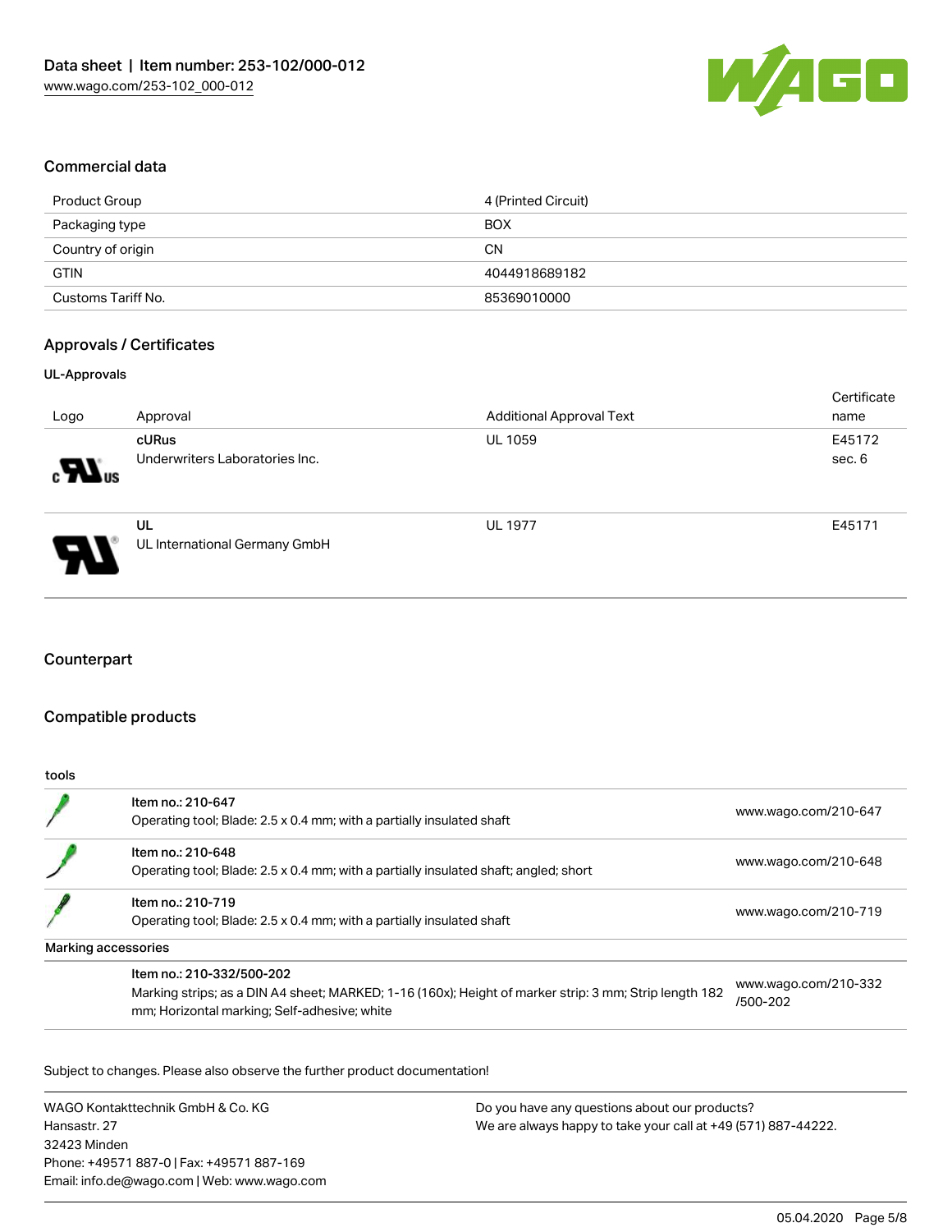## Commercial data

| Product Group | 4 (Printed Circuit) |
| --- | --- |
| Packaging type | BOX |
| Country of origin | CN |
| GTIN | 4044918689182 |
| Customs Tariff No. | 85369010000 |

## Approvals / Certificates

### UL-Approvals

| Logo | Approval | Additional Approval Text | Certificate name |
| --- | --- | --- | --- |
| | **cURus** Underwriters Laboratories Inc. | UL 1059 | E45172 sec. 6 |
| | **UL** UL International Germany GmbH | UL 1977 | E45171 |

## Counterpart

## Compatible products

| tools | | |
| --- | --- | --- |
| | **Item no.: 210-647** Operating tool; Blade: 2.5 x 0.4 mm; with a partially insulated shaft | www.wago.com/210-647 |
| | **Item no.: 210-648** Operating tool; Blade: 2.5 x 0.4 mm; with a partially insulated shaft; angled; short | www.wago.com/210-648 |
| | **Item no.: 210-719** Operating tool; Blade: 2.5 x 0.4 mm; with a partially insulated shaft | www.wago.com/210-719 |
| **Marking accessories** | | |
| | **Item no.: 210-332/500-202** Marking strips; as a DIN A4 sheet; MARKED; 1-16 (160x); Height of marker strip: 3 mm; Strip length 182 mm; Horizontal marking; Self-adhesive; white | www.wago.com/210-332/500-202 |

Subject to changes. Please also observe the further product documentation!

WAGO Kontakttechnik GmbH & Co. KG
Hansastr. 27
32423 Minden
Phone: +49571 887-0 | Fax: +49571 887-169
Email: info.de@wago.com | Web: www.wago.com

Do you have any questions about our products?
We are always happy to take your call at +49 (571) 887-44222.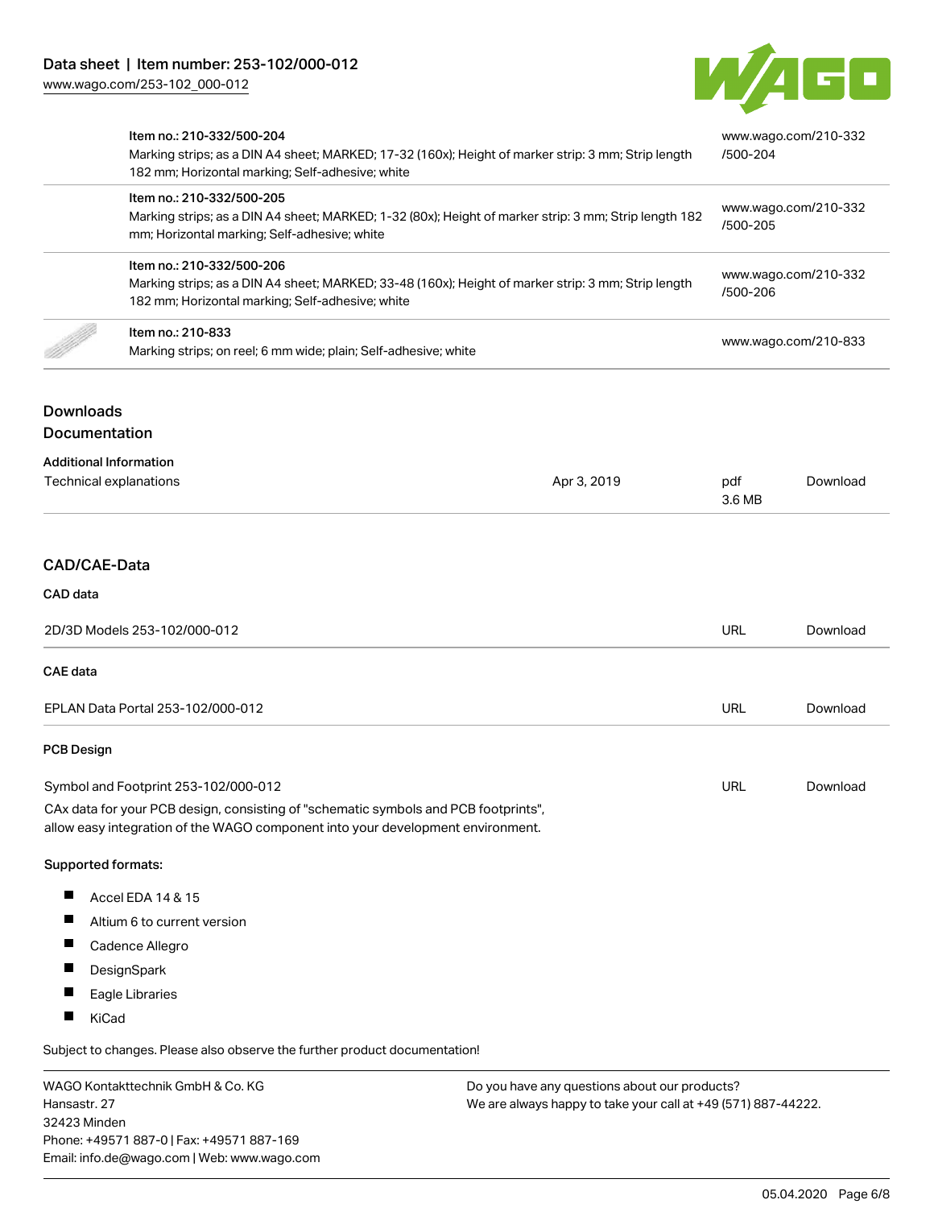| | | |
|---|---|---|
| | Item no.: 210-332/500-204<br>Marking strips; as a DIN A4 sheet; MARKED; 17-32 (160x); Height of marker strip: 3 mm; Strip length 182 mm; Horizontal marking; Self-adhesive; white | www.wago.com/210-332/500-204 |
| | Item no.: 210-332/500-205<br>Marking strips; as a DIN A4 sheet; MARKED; 1-32 (80x); Height of marker strip: 3 mm; Strip length 182 mm; Horizontal marking; Self-adhesive; white | www.wago.com/210-332/500-205 |
| | Item no.: 210-332/500-206<br>Marking strips; as a DIN A4 sheet; MARKED; 33-48 (160x); Height of marker strip: 3 mm; Strip length 182 mm; Horizontal marking; Self-adhesive; white | www.wago.com/210-332/500-206 |
| | Item no.: 210-833<br>Marking strips; on reel; 6 mm wide; plain; Self-adhesive; white | www.wago.com/210-833 |

## Downloads

### Documentation

**Additional Information**

| | | | |
|---|---|---|---|
| Technical explanations | Apr 3, 2019 | pdf<br>3.6 MB | Download |

## CAD/CAE-Data

**CAD data**

| | | |
|---|---|---|
| 2D/3D Models 253-102/000-012 | URL | Download |

**CAE data**

| | | |
|---|---|---|
| EPLAN Data Portal 253-102/000-012 | URL | Download |

**PCB Design**

| | | |
|---|---|---|
| Symbol and Footprint 253-102/000-012 | URL | Download |

CAx data for your PCB design, consisting of "schematic symbols and PCB footprints", allow easy integration of the WAGO component into your development environment.

**Supported formats:**

- Accel EDA 14 & 15
- Altium 6 to current version
- Cadence Allegro
- DesignSpark
- Eagle Libraries
- KiCad

Subject to changes. Please also observe the further product documentation!

WAGO Kontakttechnik GmbH & Co. KG
Hansastr. 27
32423 Minden
Phone: +49571 887-0 | Fax: +49571 887-169
Email: info.de@wago.com | Web: www.wago.com

Do you have any questions about our products?
We are always happy to take your call at +49 (571) 887-44222.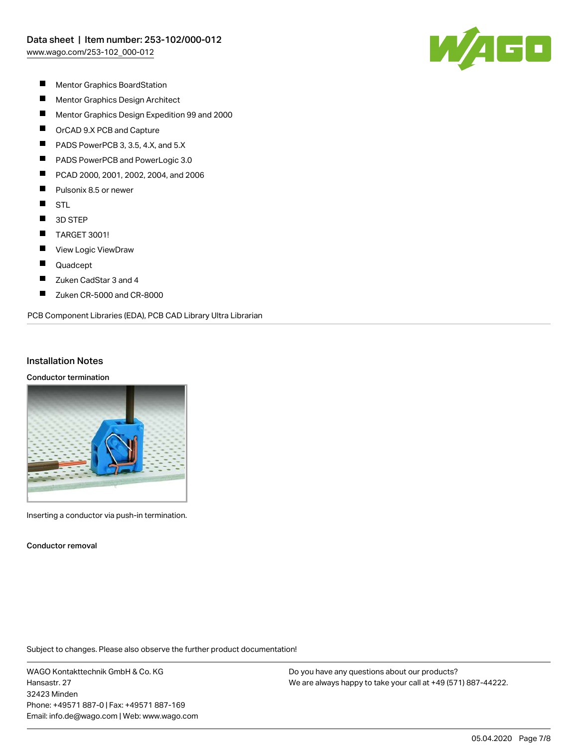- Mentor Graphics BoardStation
- Mentor Graphics Design Architect
- Mentor Graphics Design Expedition 99 and 2000
- OrCAD 9.X PCB and Capture
- PADS PowerPCB 3, 3.5, 4.X, and 5.X
- PADS PowerPCB and PowerLogic 3.0
- PCAD 2000, 2001, 2002, 2004, and 2006
- Pulsonix 8.5 or newer
- STL
- 3D STEP
- TARGET 3001!
- View Logic ViewDraw
- Quadcept
- Zuken CadStar 3 and 4
- Zuken CR-5000 and CR-8000

PCB Component Libraries (EDA), PCB CAD Library Ultra Librarian

## Installation Notes

### Conductor termination

Inserting a conductor via push-in termination.

### Conductor removal

Subject to changes. Please also observe the further product documentation!

WAGO Kontakttechnik GmbH & Co. KG
Hansastr. 27
32423 Minden
Phone: +49571 887-0 | Fax: +49571 887-169
Email: info.de@wago.com | Web: www.wago.com

Do you have any questions about our products?
We are always happy to take your call at +49 (571) 887-44222.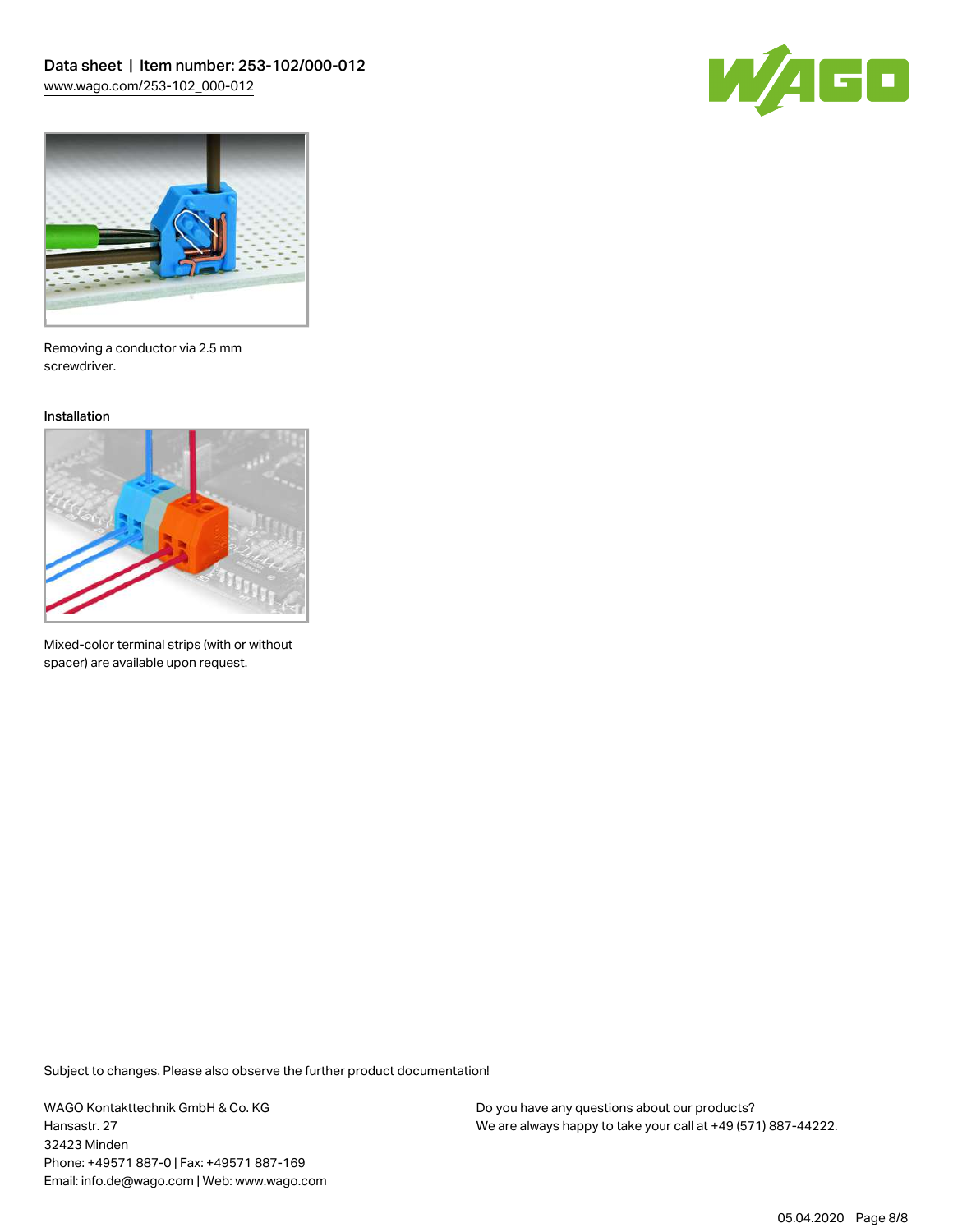Removing a conductor via 2.5 mm screwdriver.

Installation

Mixed-color terminal strips (with or without spacer) are available upon request.

Subject to changes. Please also observe the further product documentation!

WAGO Kontakttechnik GmbH & Co. KG
Hansastr. 27
32423 Minden
Phone: +49571 887-0 | Fax: +49571 887-169
Email: info.de@wago.com | Web: www.wago.com

Do you have any questions about our products?
We are always happy to take your call at +49 (571) 887-44222.